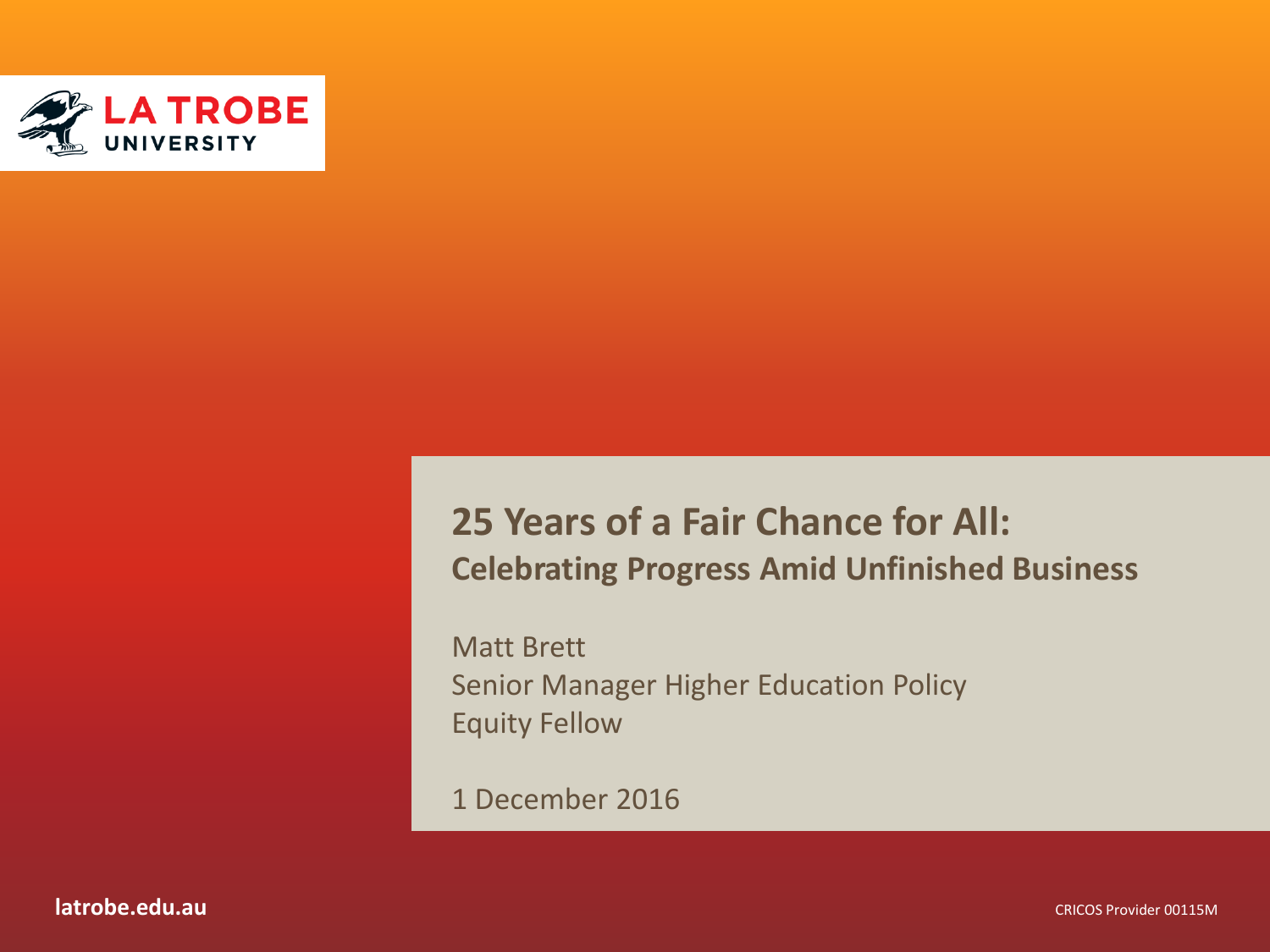# 25 Years of a Fair Chance for All:

## Celebrating Progress Amid Unfinished Business

Matt Brett
Senior Manager Higher Education Policy
Equity Fellow

1 December 2016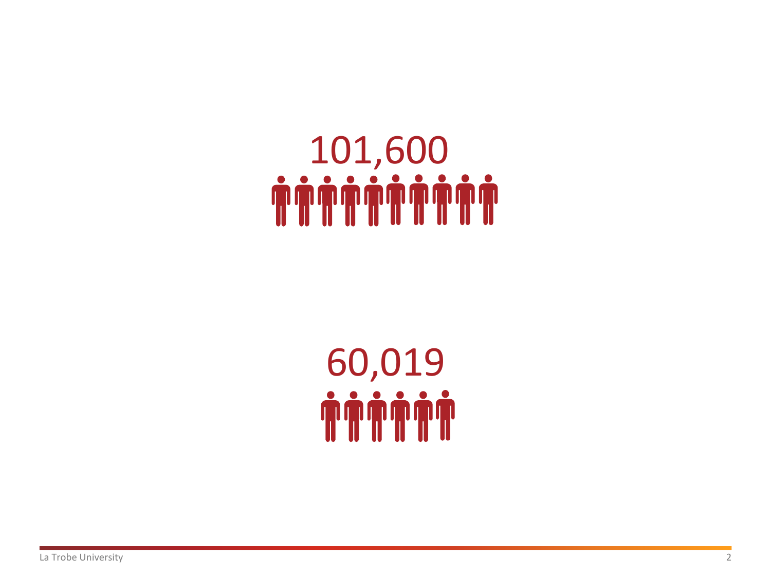101,600

60,019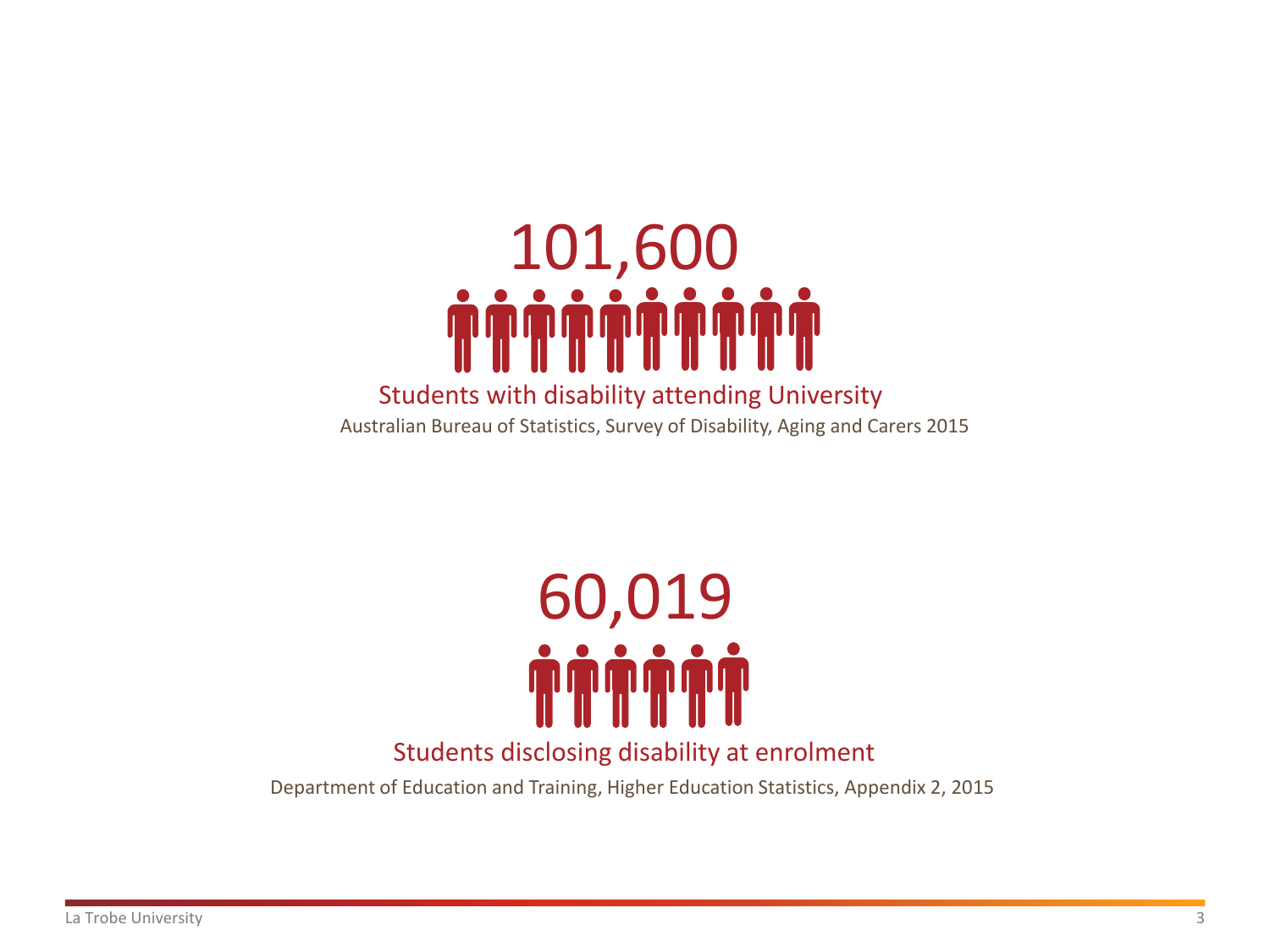# 101,600

Students with disability attending University

Australian Bureau of Statistics, Survey of Disability, Aging and Carers 2015

# 60,019

Students disclosing disability at enrolment

Department of Education and Training, Higher Education Statistics, Appendix 2, 2015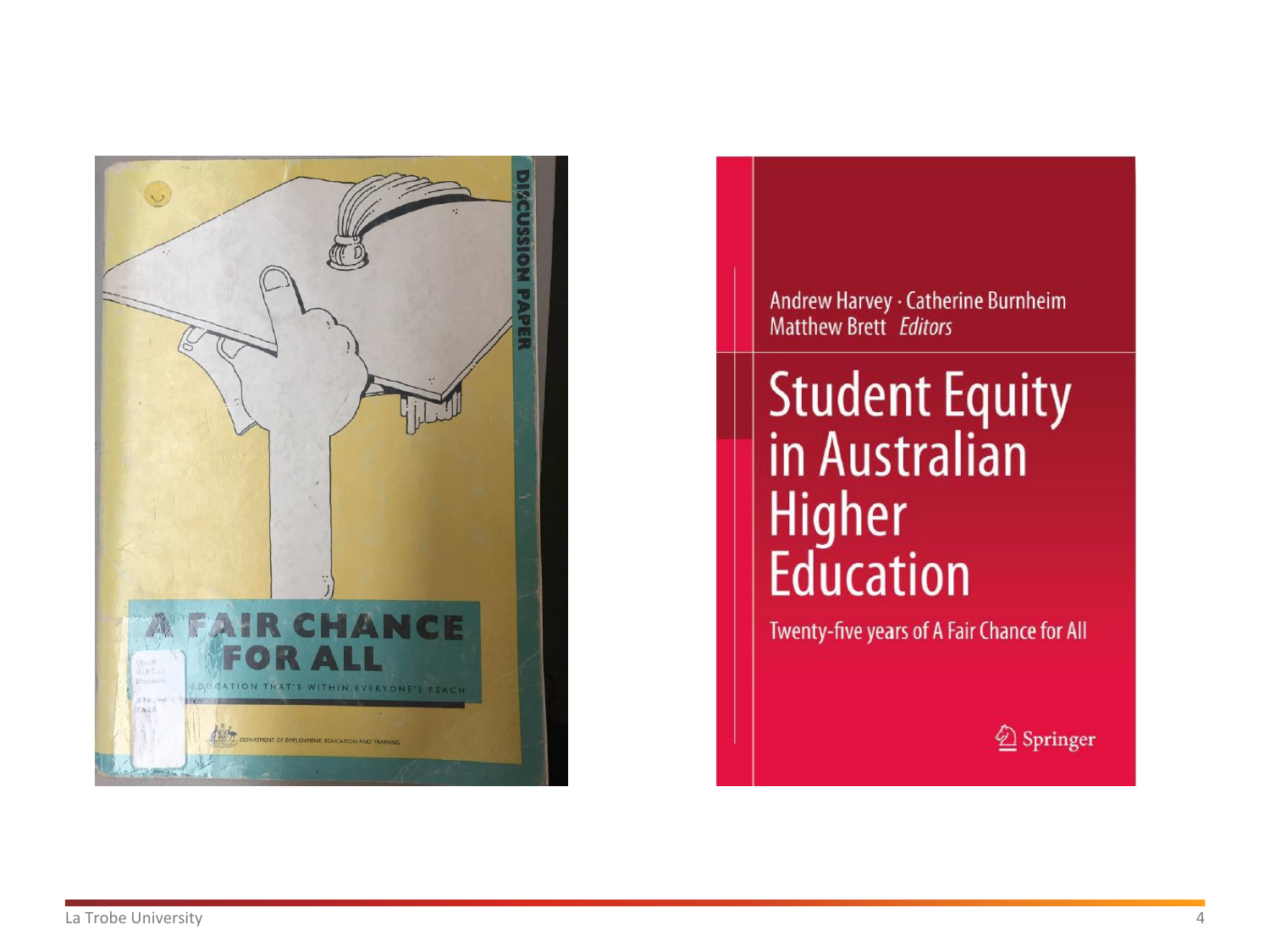DISCUSSION PAPER

A FAIR CHANCE FOR ALL

EDUCATION THAT'S WITHIN EVERYONE'S REACH

DEPARTMENT OF EMPLOYMENT, EDUCATION AND TRAINING

Andrew Harvey · Catherine Burnheim
Matthew Brett *Editors*

# Student Equity in Australian Higher Education

Twenty-five years of A Fair Chance for All

Springer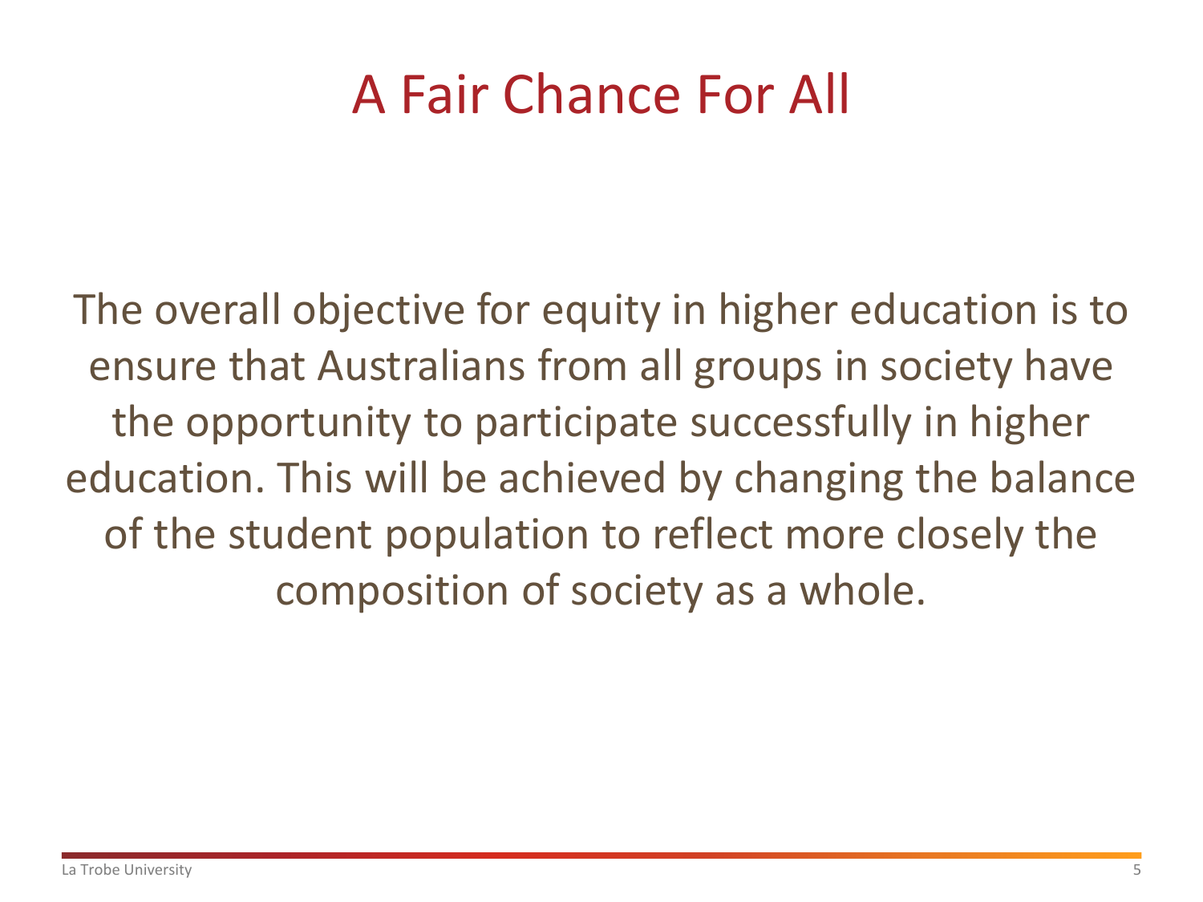# A Fair Chance For All

The overall objective for equity in higher education is to ensure that Australians from all groups in society have the opportunity to participate successfully in higher education. This will be achieved by changing the balance of the student population to reflect more closely the composition of society as a whole.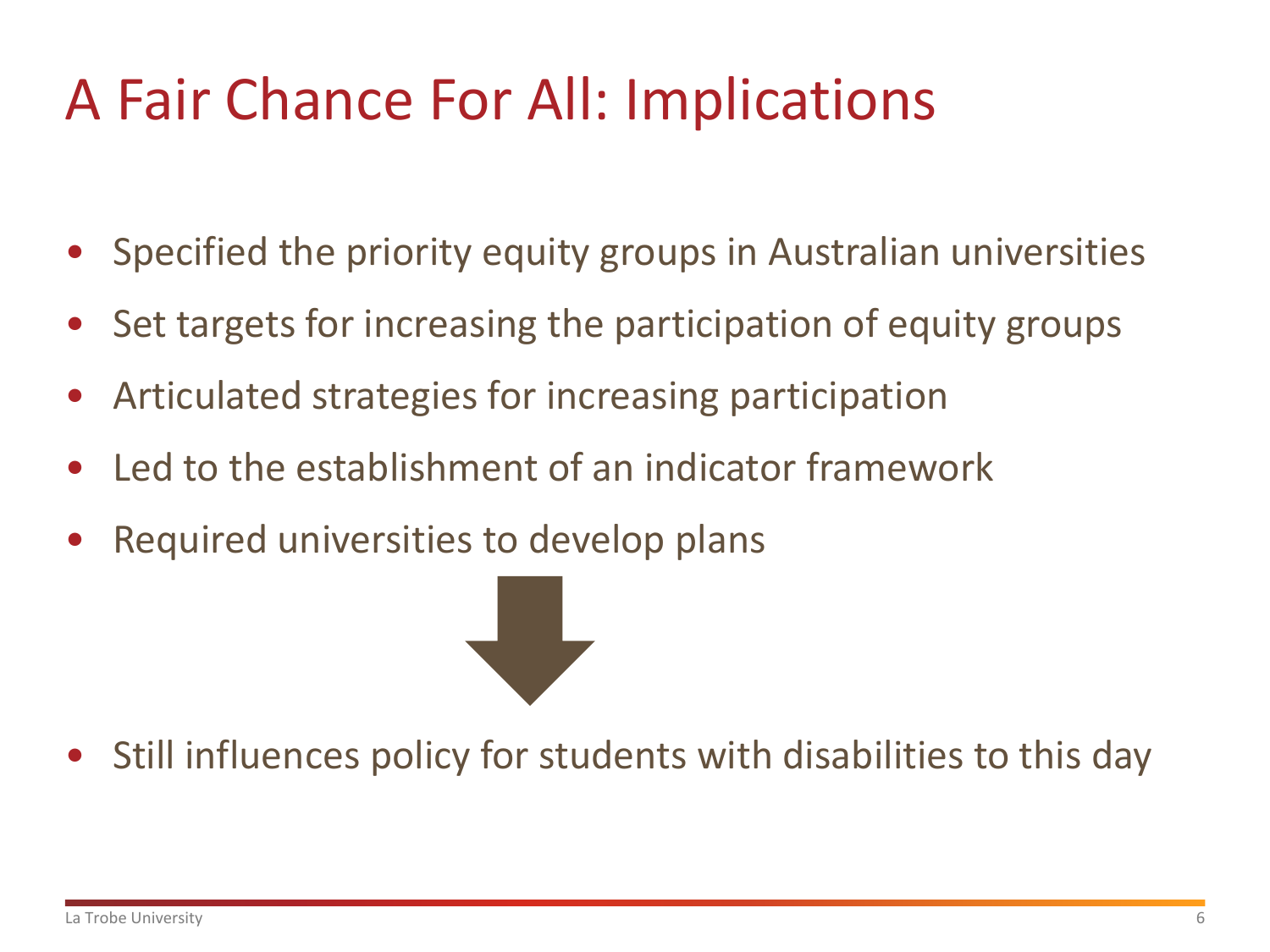# A Fair Chance For All: Implications

- Specified the priority equity groups in Australian universities
- Set targets for increasing the participation of equity groups
- Articulated strategies for increasing participation
- Led to the establishment of an indicator framework
- Required universities to develop plans

- Still influences policy for students with disabilities to this day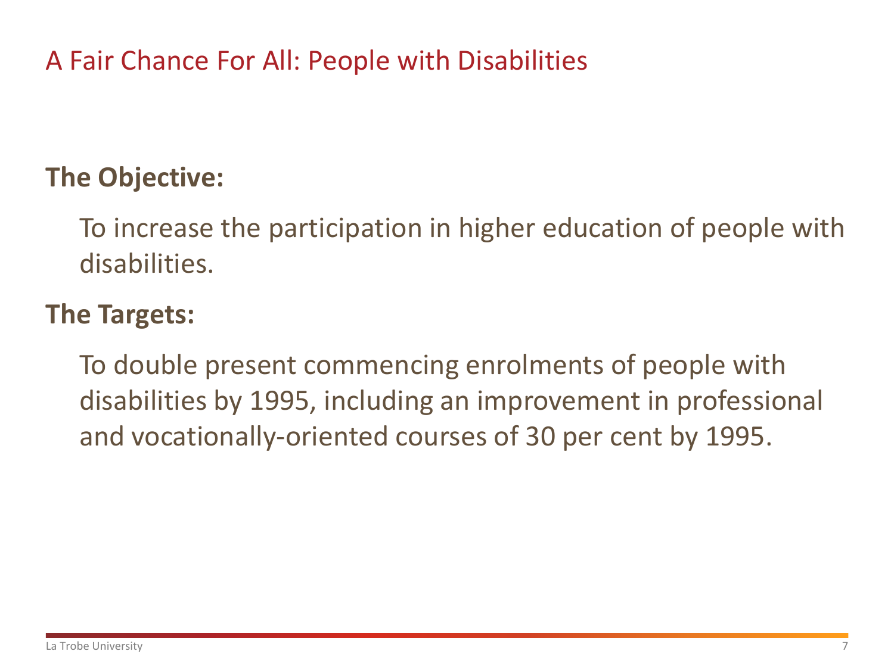# A Fair Chance For All: People with Disabilities

**The Objective:**

To increase the participation in higher education of people with disabilities.

**The Targets:**

To double present commencing enrolments of people with disabilities by 1995, including an improvement in professional and vocationally-oriented courses of 30 per cent by 1995.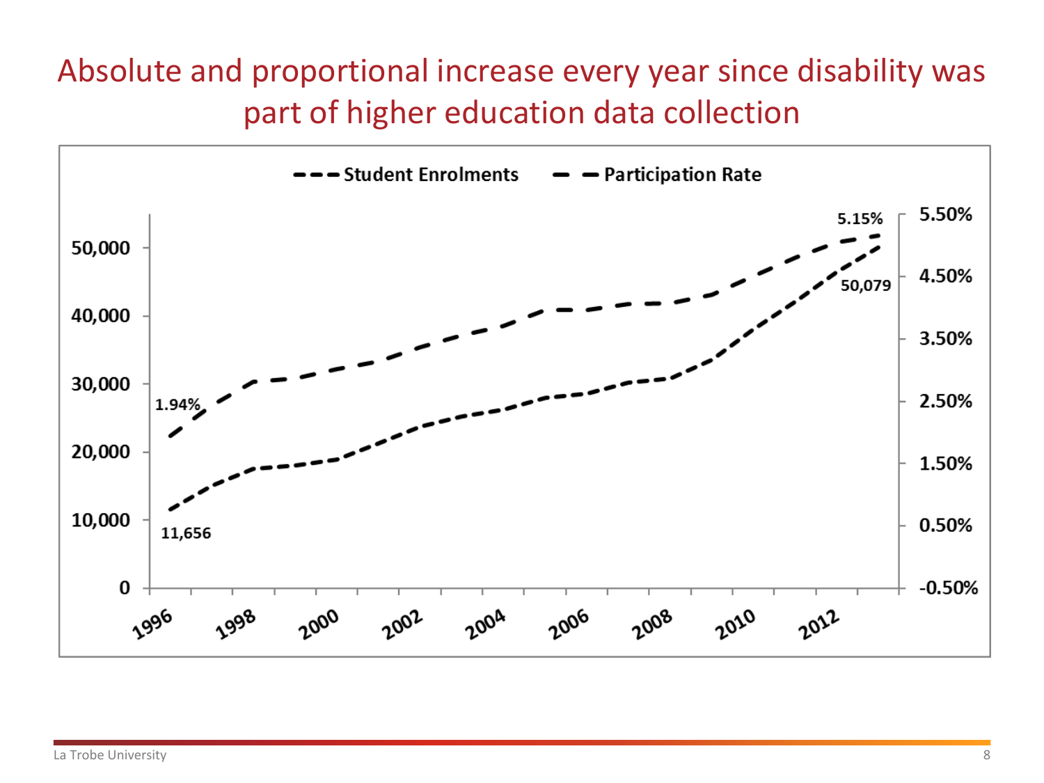# Absolute and proportional increase every year since disability was part of higher education data collection

Student Enrolments — Participation Rate

1.94%

11,656

5.15%

50,079

50,000
40,000
30,000
20,000
10,000
0

5.50%
4.50%
3.50%
2.50%
1.50%
0.50%
-0.50%

1996 1998 2000 2002 2004 2006 2008 2010 2012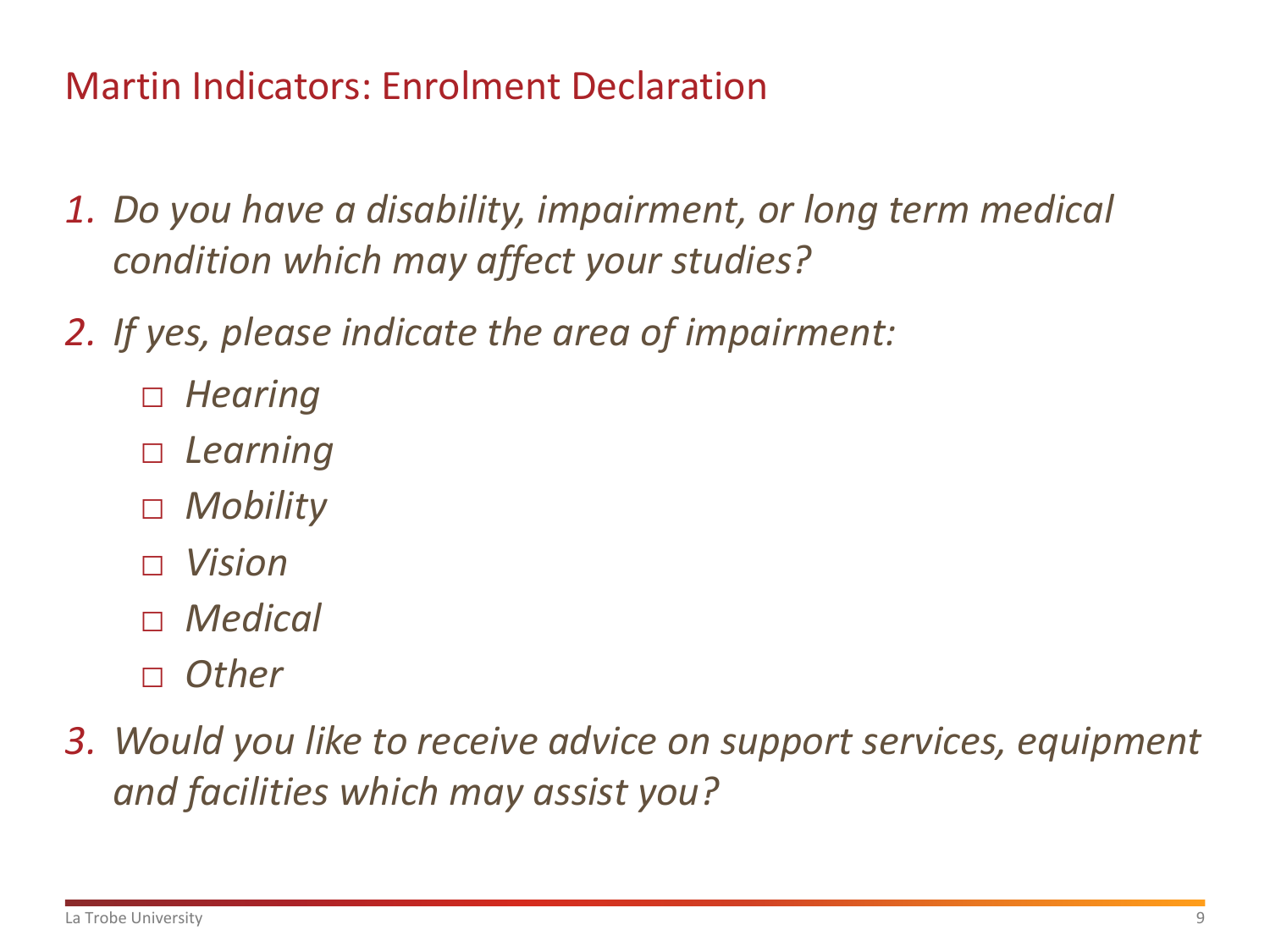## Martin Indicators: Enrolment Declaration

1. *Do you have a disability, impairment, or long term medical condition which may affect your studies?*
2. *If yes, please indicate the area of impairment:*
   - □ *Hearing*
   - □ *Learning*
   - □ *Mobility*
   - □ *Vision*
   - □ *Medical*
   - □ *Other*
3. *Would you like to receive advice on support services, equipment and facilities which may assist you?*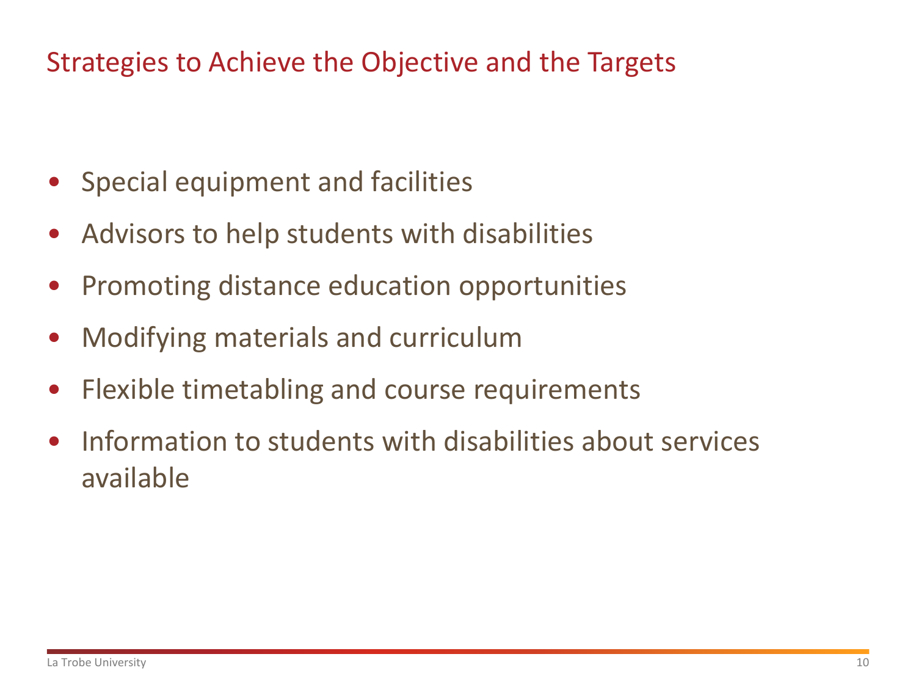## Strategies to Achieve the Objective and the Targets

- Special equipment and facilities
- Advisors to help students with disabilities
- Promoting distance education opportunities
- Modifying materials and curriculum
- Flexible timetabling and course requirements
- Information to students with disabilities about services available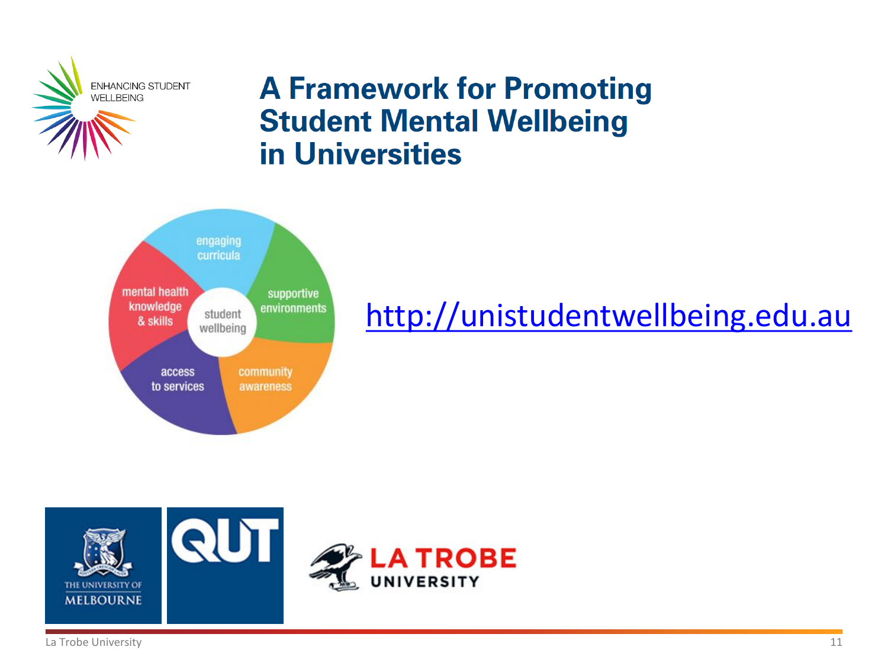ENHANCING STUDENT WELLBEING

# A Framework for Promoting Student Mental Wellbeing in Universities

- engaging curricula
- supportive environments
- community awareness
- access to services
- mental health knowledge & skills

student wellbeing

http://unistudentwellbeing.edu.au

THE UNIVERSITY OF MELBOURNE

QUT

LA TROBE UNIVERSITY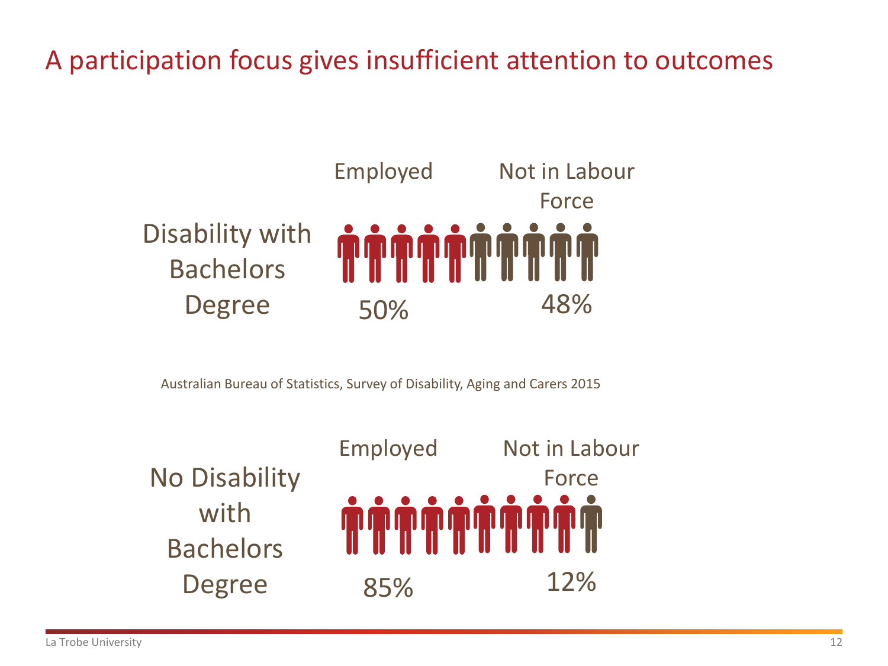# A participation focus gives insufficient attention to outcomes

**Disability with Bachelors Degree**

| Employed | Not in Labour Force |
| --- | --- |
| 50% | 48% |

Australian Bureau of Statistics, Survey of Disability, Aging and Carers 2015

**No Disability with Bachelors Degree**

| Employed | Not in Labour Force |
| --- | --- |
| 85% | 12% |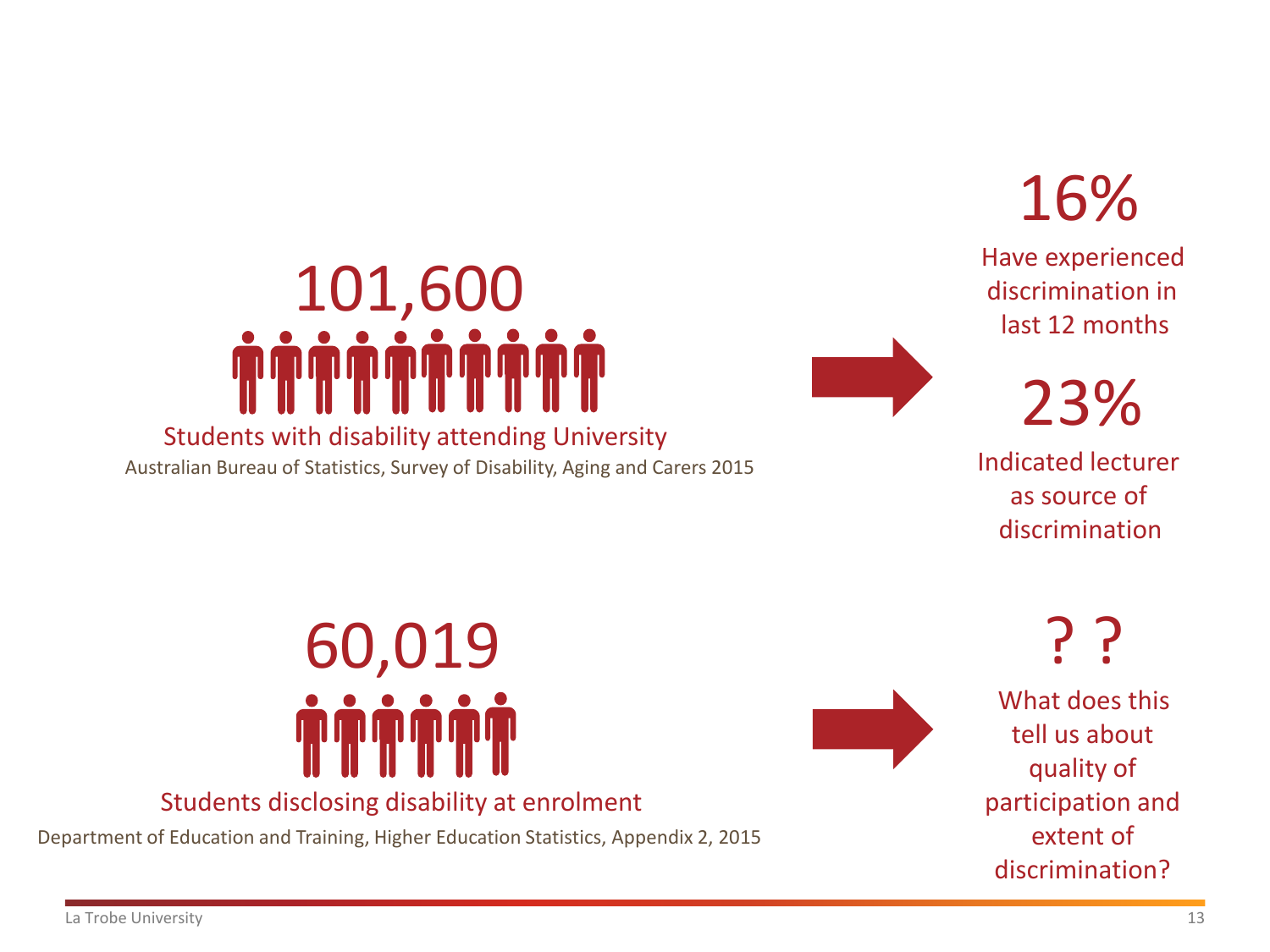101,600

Students with disability attending University

Australian Bureau of Statistics, Survey of Disability, Aging and Carers 2015

16%

Have experienced discrimination in last 12 months

23%

Indicated lecturer as source of discrimination

60,019

Students disclosing disability at enrolment

Department of Education and Training, Higher Education Statistics, Appendix 2, 2015

? ?

What does this tell us about quality of participation and extent of discrimination?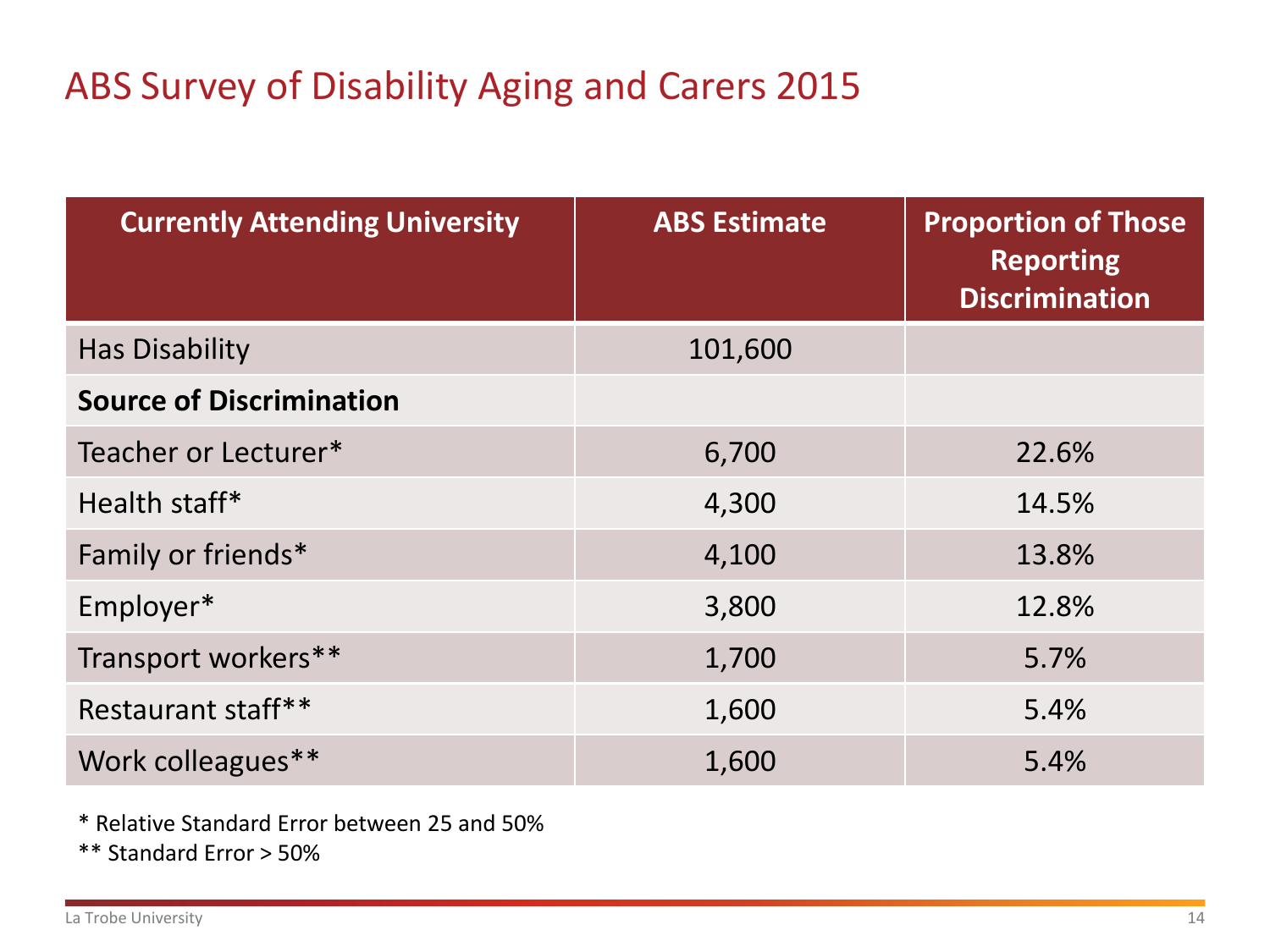# ABS Survey of Disability Aging and Carers 2015

| Currently Attending University | ABS Estimate | Proportion of Those Reporting Discrimination |
|---|---|---|
| Has Disability | 101,600 | |
| **Source of Discrimination** | | |
| Teacher or Lecturer* | 6,700 | 22.6% |
| Health staff* | 4,300 | 14.5% |
| Family or friends* | 4,100 | 13.8% |
| Employer* | 3,800 | 12.8% |
| Transport workers** | 1,700 | 5.7% |
| Restaurant staff** | 1,600 | 5.4% |
| Work colleagues** | 1,600 | 5.4% |

* Relative Standard Error between 25 and 50%

** Standard Error > 50%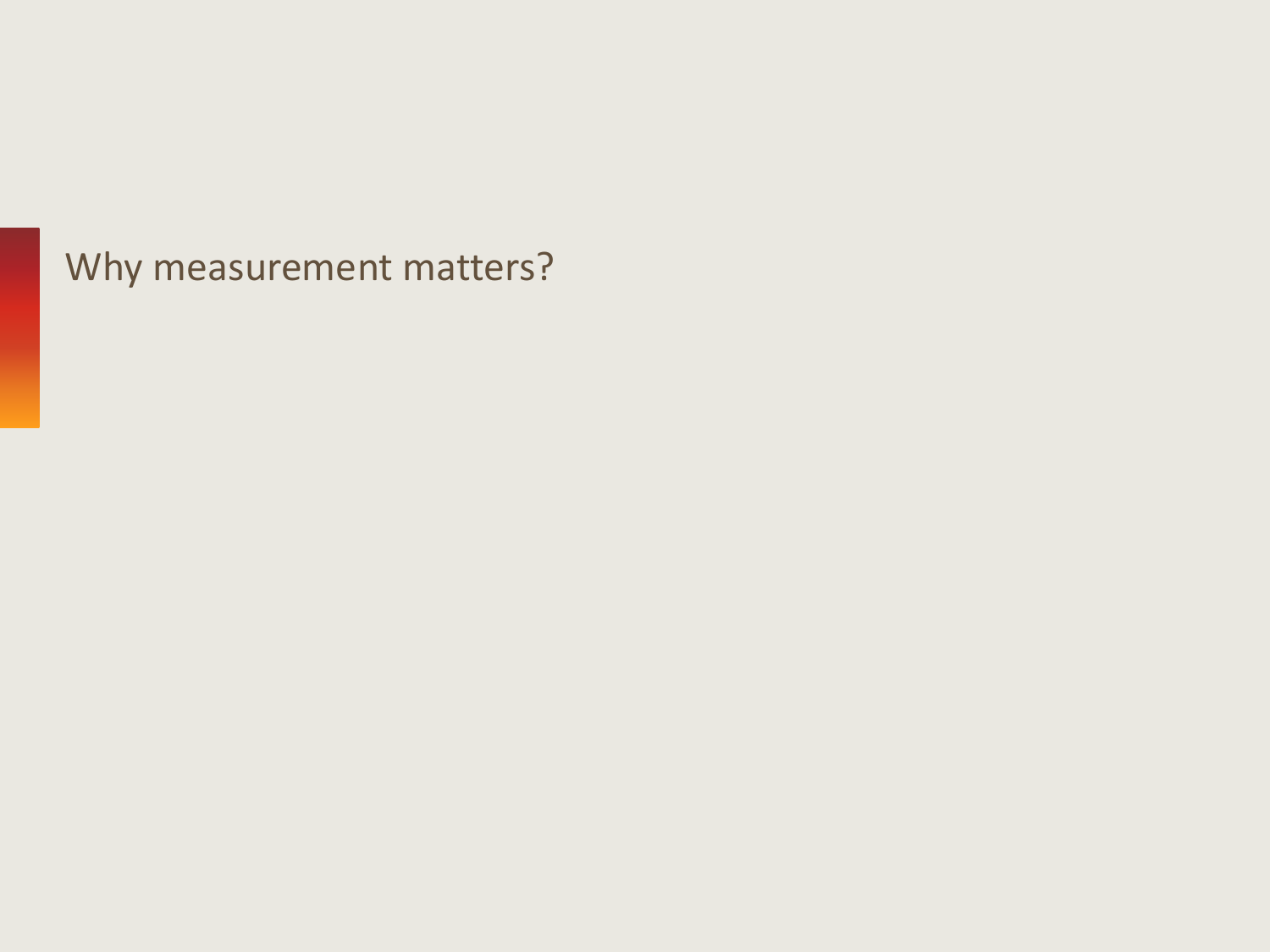# Why measurement matters?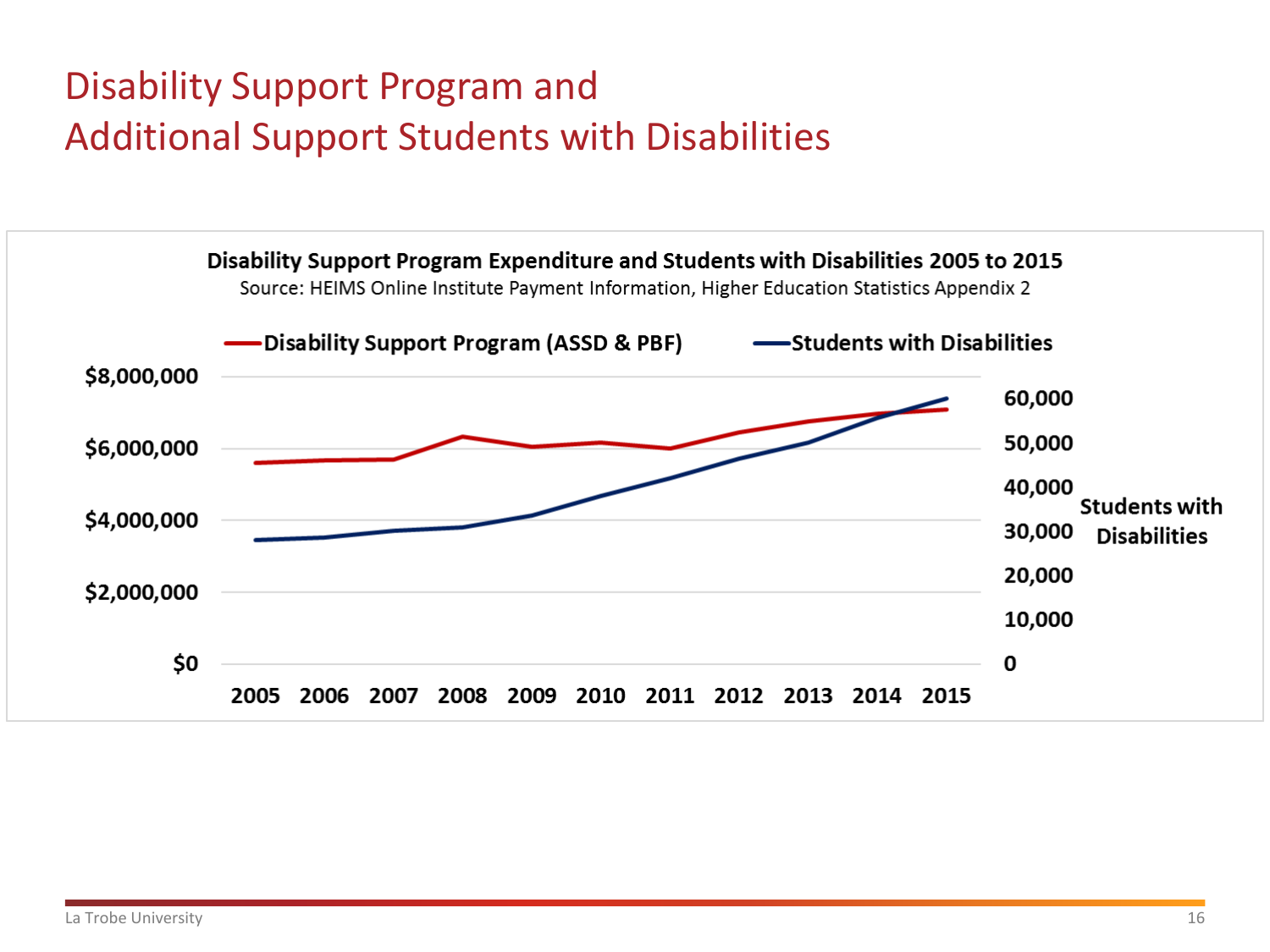# Disability Support Program and Additional Support Students with Disabilities

**Disability Support Program Expenditure and Students with Disabilities 2005 to 2015**

Source: HEIMS Online Institute Payment Information, Higher Education Statistics Appendix 2

**Disability Support Program (ASSD & PBF)** | **Students with Disabilities**

$8,000,000 | $6,000,000 | $4,000,000 | $2,000,000 | $0

60,000 | 50,000 | 40,000 | 30,000 | 20,000 | 10,000 | 0

**Students with Disabilities**

2005 2006 2007 2008 2009 2010 2011 2012 2013 2014 2015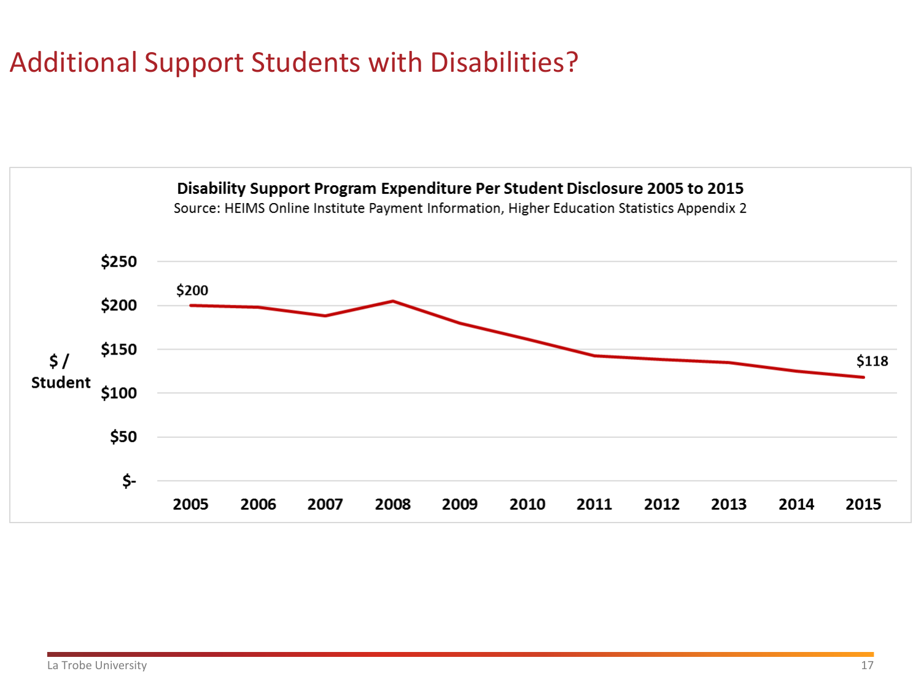# Additional Support Students with Disabilities?

**Disability Support Program Expenditure Per Student Disclosure 2005 to 2015**

Source: HEIMS Online Institute Payment Information, Higher Education Statistics Appendix 2

$ / Student

$250
$200
$150
$100
$50
$-

2005 2006 2007 2008 2009 2010 2011 2012 2013 2014 2015

$200

$118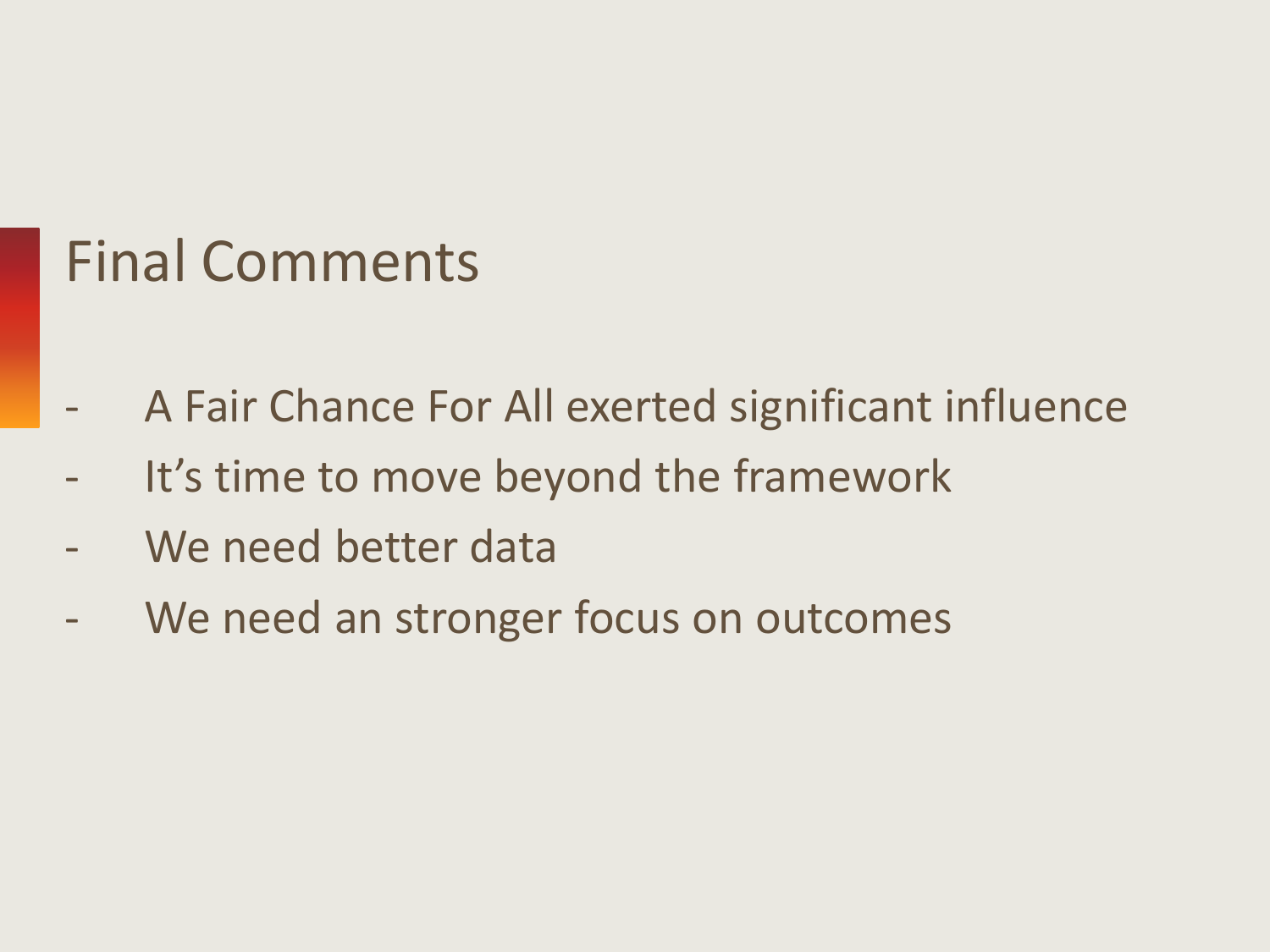# Final Comments

- A Fair Chance For All exerted significant influence
- It's time to move beyond the framework
- We need better data
- We need an stronger focus on outcomes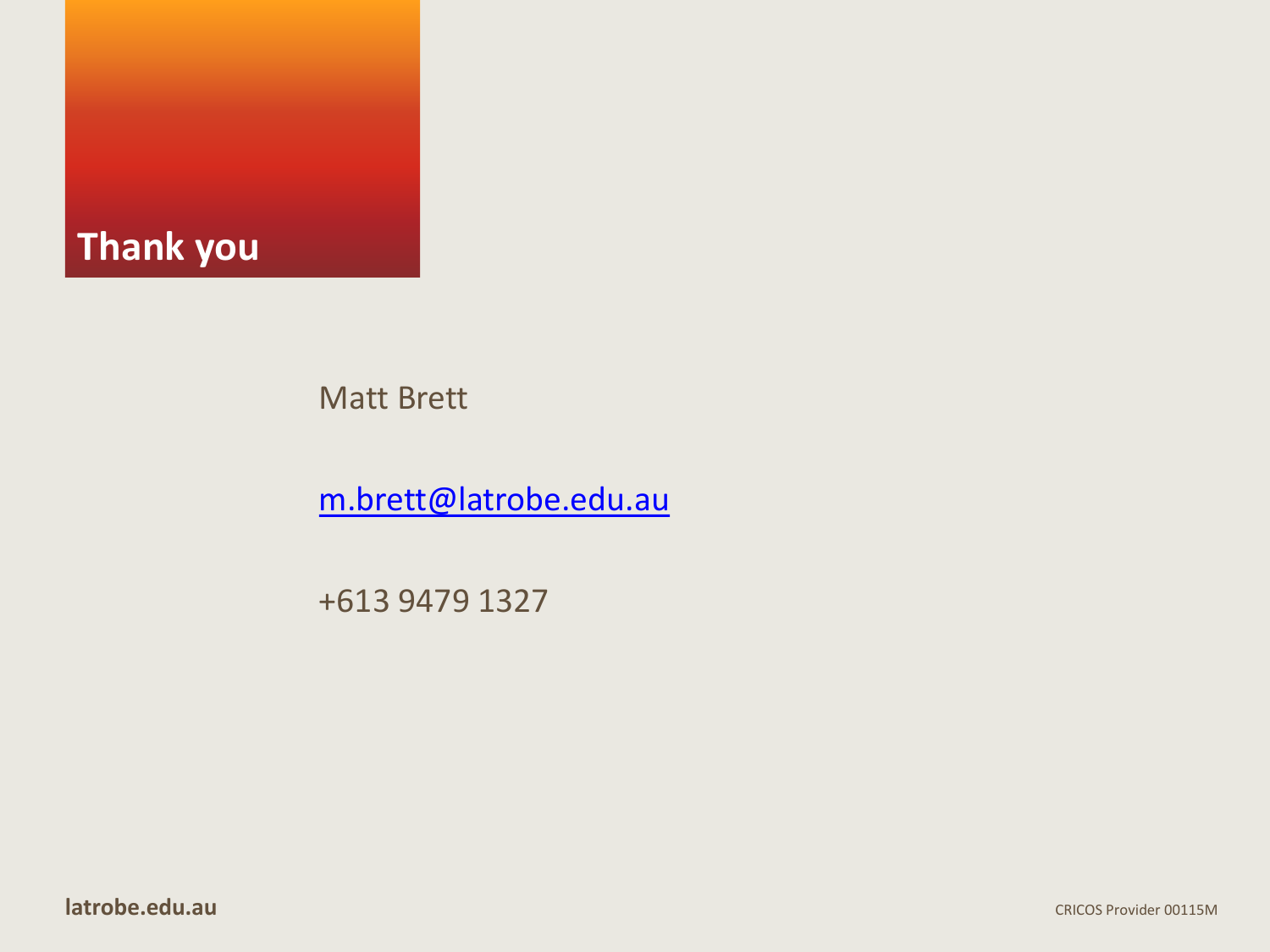# Thank you

Matt Brett

m.brett@latrobe.edu.au

+613 9479 1327

latrobe.edu.au

CRICOS Provider 00115M